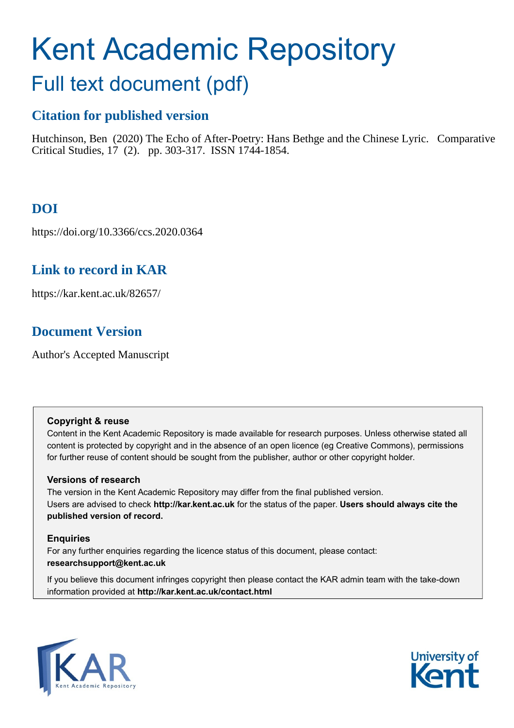# Kent Academic Repository

## Full text document (pdf)

### Citation for published version

Hutchinson, Ben (2020) The Echo of After-Poetry: Hans Bethge and the Chinese Lyric. Comparative Critical Studies, 17 (2). pp. 303-317. ISSN 1744-1854.

### DOI

https://doi.org/10.3366/ccs.2020.0364

### Link to record in KAR

https://kar.kent.ac.uk/82657/

### Document Version

Author's Accepted Manuscript

**Copyright & reuse**

Content in the Kent Academic Repository is made available for research purposes. Unless otherwise stated all content is protected by copyright and in the absence of an open licence (eg Creative Commons), permissions for further reuse of content should be sought from the publisher, author or other copyright holder.

**Versions of research**

The version in the Kent Academic Repository may differ from the final published version. Users are advised to check **http://kar.kent.ac.uk** for the status of the paper. **Users should always cite the published version of record.**

**Enquiries**

For any further enquiries regarding the licence status of this document, please contact: **researchsupport@kent.ac.uk**

If you believe this document infringes copyright then please contact the KAR admin team with the take-down information provided at **http://kar.kent.ac.uk/contact.html**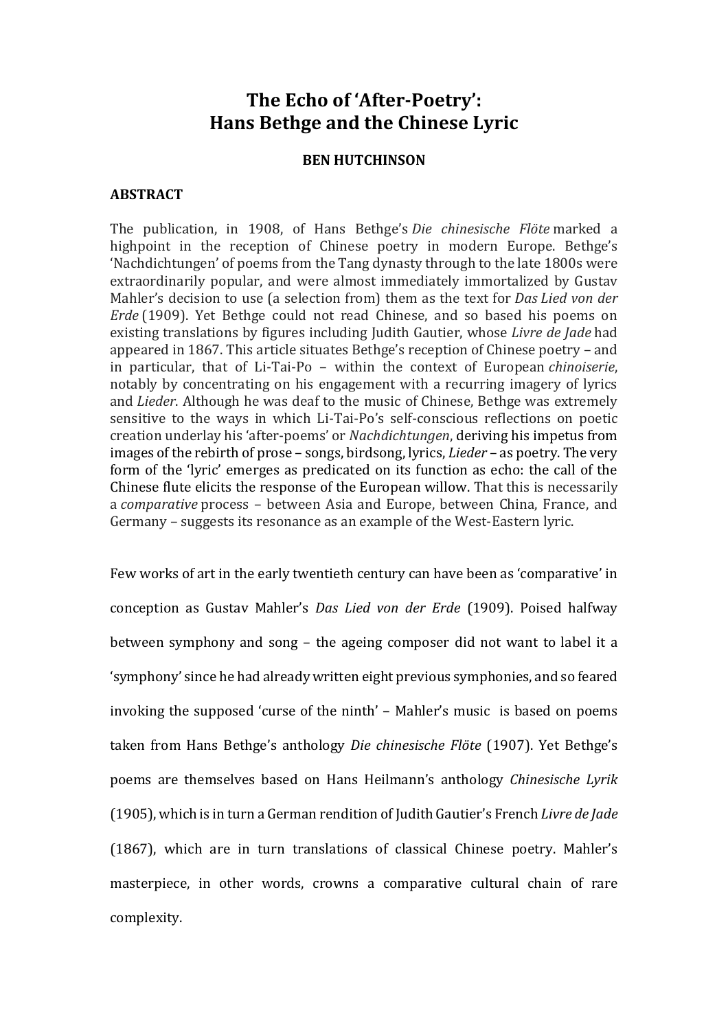# The Echo of 'After-Poetry': Hans Bethge and the Chinese Lyric

**BEN HUTCHINSON**

**ABSTRACT**

The publication, in 1908, of Hans Bethge's *Die chinesische Flöte* marked a highpoint in the reception of Chinese poetry in modern Europe. Bethge's 'Nachdichtungen' of poems from the Tang dynasty through to the late 1800s were extraordinarily popular, and were almost immediately immortalized by Gustav Mahler's decision to use (a selection from) them as the text for *Das Lied von der Erde* (1909). Yet Bethge could not read Chinese, and so based his poems on existing translations by figures including Judith Gautier, whose *Livre de Jade* had appeared in 1867. This article situates Bethge's reception of Chinese poetry – and in particular, that of Li-Tai-Po – within the context of European *chinoiserie*, notably by concentrating on his engagement with a recurring imagery of lyrics and *Lieder*. Although he was deaf to the music of Chinese, Bethge was extremely sensitive to the ways in which Li-Tai-Po's self-conscious reflections on poetic creation underlay his 'after-poems' or *Nachdichtungen*, deriving his impetus from images of the rebirth of prose – songs, birdsong, lyrics, *Lieder* – as poetry. The very form of the 'lyric' emerges as predicated on its function as echo: the call of the Chinese flute elicits the response of the European willow. That this is necessarily a *comparative* process – between Asia and Europe, between China, France, and Germany – suggests its resonance as an example of the West-Eastern lyric.

Few works of art in the early twentieth century can have been as 'comparative' in conception as Gustav Mahler's *Das Lied von der Erde* (1909). Poised halfway between symphony and song – the ageing composer did not want to label it a 'symphony' since he had already written eight previous symphonies, and so feared invoking the supposed 'curse of the ninth' – Mahler's music is based on poems taken from Hans Bethge's anthology *Die chinesische Flöte* (1907). Yet Bethge's poems are themselves based on Hans Heilmann's anthology *Chinesische Lyrik* (1905), which is in turn a German rendition of Judith Gautier's French *Livre de Jade* (1867), which are in turn translations of classical Chinese poetry. Mahler's masterpiece, in other words, crowns a comparative cultural chain of rare complexity.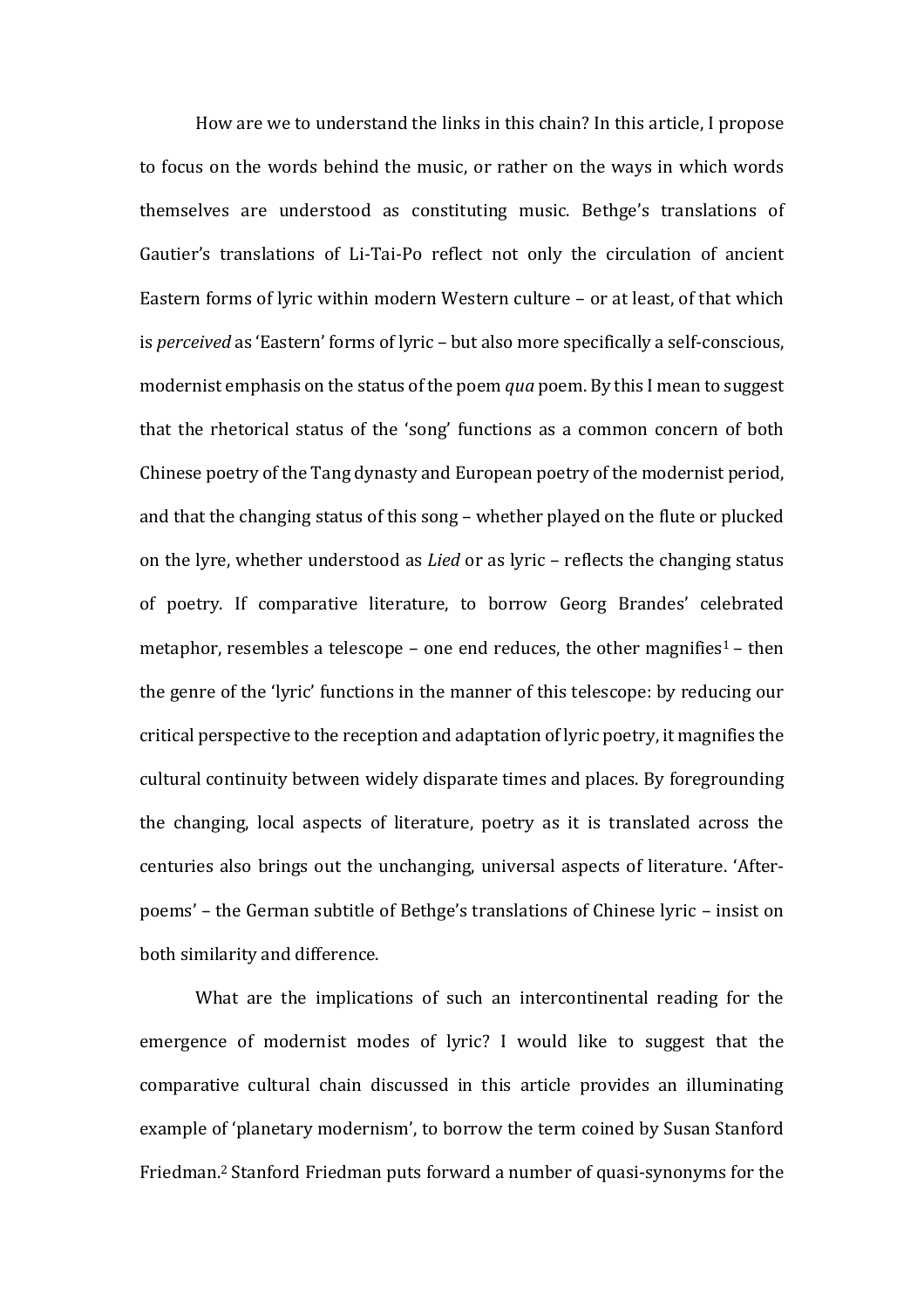How are we to understand the links in this chain? In this article, I propose to focus on the words behind the music, or rather on the ways in which words themselves are understood as constituting music. Bethge's translations of Gautier's translations of Li-Tai-Po reflect not only the circulation of ancient Eastern forms of lyric within modern Western culture – or at least, of that which is *perceived* as 'Eastern' forms of lyric – but also more specifically a self-conscious, modernist emphasis on the status of the poem *qua* poem. By this I mean to suggest that the rhetorical status of the 'song' functions as a common concern of both Chinese poetry of the Tang dynasty and European poetry of the modernist period, and that the changing status of this song – whether played on the flute or plucked on the lyre, whether understood as *Lied* or as lyric – reflects the changing status of poetry. If comparative literature, to borrow Georg Brandes' celebrated metaphor, resembles a telescope – one end reduces, the other magnifies[1] – then the genre of the 'lyric' functions in the manner of this telescope: by reducing our critical perspective to the reception and adaptation of lyric poetry, it magnifies the cultural continuity between widely disparate times and places. By foregrounding the changing, local aspects of literature, poetry as it is translated across the centuries also brings out the unchanging, universal aspects of literature. 'After-poems' – the German subtitle of Bethge's translations of Chinese lyric – insist on both similarity and difference.

What are the implications of such an intercontinental reading for the emergence of modernist modes of lyric? I would like to suggest that the comparative cultural chain discussed in this article provides an illuminating example of 'planetary modernism', to borrow the term coined by Susan Stanford Friedman.[2] Stanford Friedman puts forward a number of quasi-synonyms for the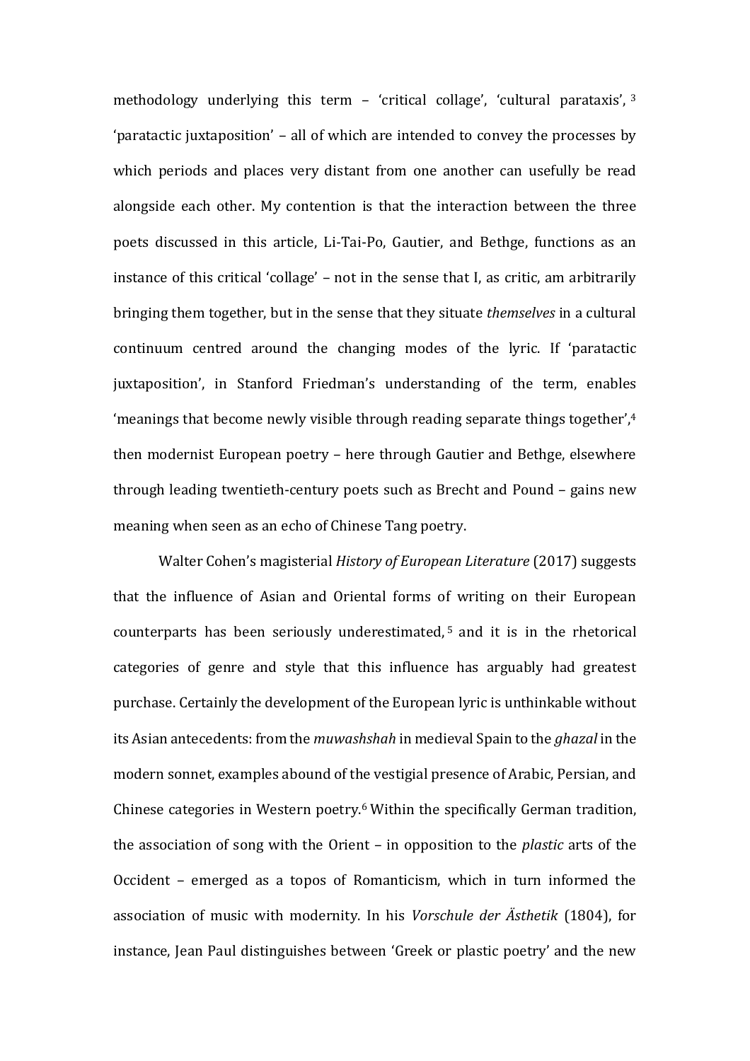methodology underlying this term – 'critical collage', 'cultural parataxis',[3] 'paratactic juxtaposition' – all of which are intended to convey the processes by which periods and places very distant from one another can usefully be read alongside each other. My contention is that the interaction between the three poets discussed in this article, Li-Tai-Po, Gautier, and Bethge, functions as an instance of this critical 'collage' – not in the sense that I, as critic, am arbitrarily bringing them together, but in the sense that they situate *themselves* in a cultural continuum centred around the changing modes of the lyric. If 'paratactic juxtaposition', in Stanford Friedman's understanding of the term, enables 'meanings that become newly visible through reading separate things together',[4] then modernist European poetry – here through Gautier and Bethge, elsewhere through leading twentieth-century poets such as Brecht and Pound – gains new meaning when seen as an echo of Chinese Tang poetry.

Walter Cohen's magisterial *History of European Literature* (2017) suggests that the influence of Asian and Oriental forms of writing on their European counterparts has been seriously underestimated,[5] and it is in the rhetorical categories of genre and style that this influence has arguably had greatest purchase. Certainly the development of the European lyric is unthinkable without its Asian antecedents: from the *muwashshah* in medieval Spain to the *ghazal* in the modern sonnet, examples abound of the vestigial presence of Arabic, Persian, and Chinese categories in Western poetry.[6] Within the specifically German tradition, the association of song with the Orient – in opposition to the *plastic* arts of the Occident – emerged as a topos of Romanticism, which in turn informed the association of music with modernity. In his *Vorschule der Ästhetik* (1804), for instance, Jean Paul distinguishes between 'Greek or plastic poetry' and the new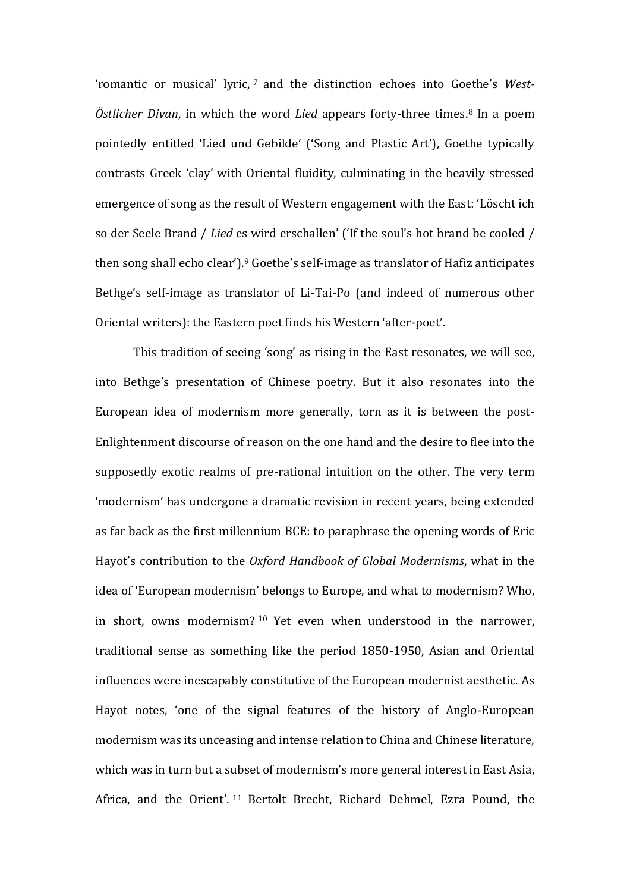'romantic or musical' lyric, [7] and the distinction echoes into Goethe's *West-Östlicher Divan*, in which the word *Lied* appears forty-three times.[8] In a poem pointedly entitled 'Lied und Gebilde' ('Song and Plastic Art'), Goethe typically contrasts Greek 'clay' with Oriental fluidity, culminating in the heavily stressed emergence of song as the result of Western engagement with the East: 'Löscht ich so der Seele Brand / *Lied* es wird erschallen' ('If the soul's hot brand be cooled / then song shall echo clear').[9] Goethe's self-image as translator of Hafiz anticipates Bethge's self-image as translator of Li-Tai-Po (and indeed of numerous other Oriental writers): the Eastern poet finds his Western 'after-poet'.

This tradition of seeing 'song' as rising in the East resonates, we will see, into Bethge's presentation of Chinese poetry. But it also resonates into the European idea of modernism more generally, torn as it is between the post-Enlightenment discourse of reason on the one hand and the desire to flee into the supposedly exotic realms of pre-rational intuition on the other. The very term 'modernism' has undergone a dramatic revision in recent years, being extended as far back as the first millennium BCE: to paraphrase the opening words of Eric Hayot's contribution to the *Oxford Handbook of Global Modernisms*, what in the idea of 'European modernism' belongs to Europe, and what to modernism? Who, in short, owns modernism? [10] Yet even when understood in the narrower, traditional sense as something like the period 1850-1950, Asian and Oriental influences were inescapably constitutive of the European modernist aesthetic. As Hayot notes, 'one of the signal features of the history of Anglo-European modernism was its unceasing and intense relation to China and Chinese literature, which was in turn but a subset of modernism's more general interest in East Asia, Africa, and the Orient'. [11] Bertolt Brecht, Richard Dehmel, Ezra Pound, the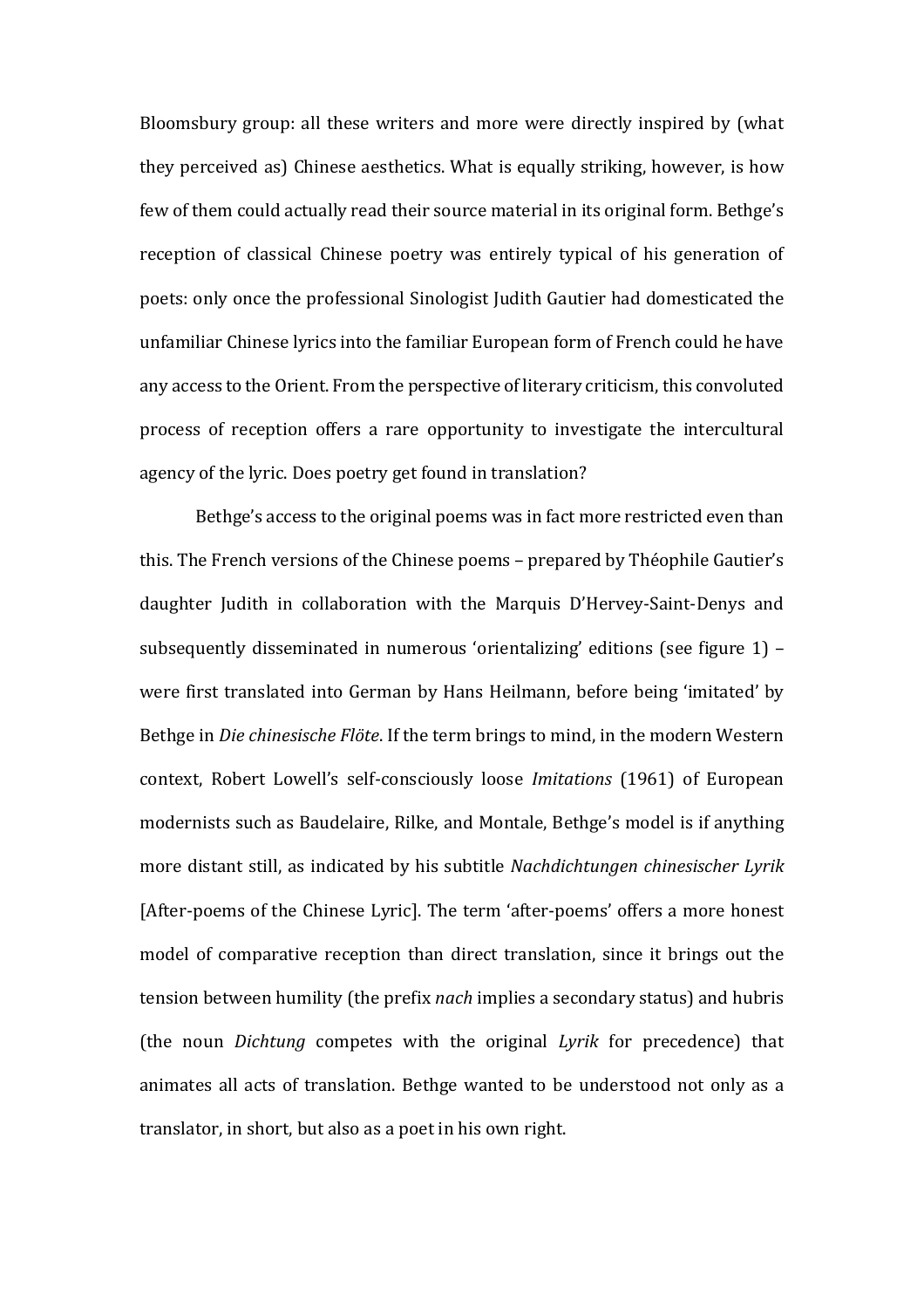Bloomsbury group: all these writers and more were directly inspired by (what they perceived as) Chinese aesthetics. What is equally striking, however, is how few of them could actually read their source material in its original form. Bethge's reception of classical Chinese poetry was entirely typical of his generation of poets: only once the professional Sinologist Judith Gautier had domesticated the unfamiliar Chinese lyrics into the familiar European form of French could he have any access to the Orient. From the perspective of literary criticism, this convoluted process of reception offers a rare opportunity to investigate the intercultural agency of the lyric. Does poetry get found in translation?

Bethge's access to the original poems was in fact more restricted even than this. The French versions of the Chinese poems – prepared by Théophile Gautier's daughter Judith in collaboration with the Marquis D'Hervey-Saint-Denys and subsequently disseminated in numerous 'orientalizing' editions (see figure 1) – were first translated into German by Hans Heilmann, before being 'imitated' by Bethge in *Die chinesische Flöte*. If the term brings to mind, in the modern Western context, Robert Lowell's self-consciously loose *Imitations* (1961) of European modernists such as Baudelaire, Rilke, and Montale, Bethge's model is if anything more distant still, as indicated by his subtitle *Nachdichtungen chinesischer Lyrik* [After-poems of the Chinese Lyric]. The term 'after-poems' offers a more honest model of comparative reception than direct translation, since it brings out the tension between humility (the prefix *nach* implies a secondary status) and hubris (the noun *Dichtung* competes with the original *Lyrik* for precedence) that animates all acts of translation. Bethge wanted to be understood not only as a translator, in short, but also as a poet in his own right.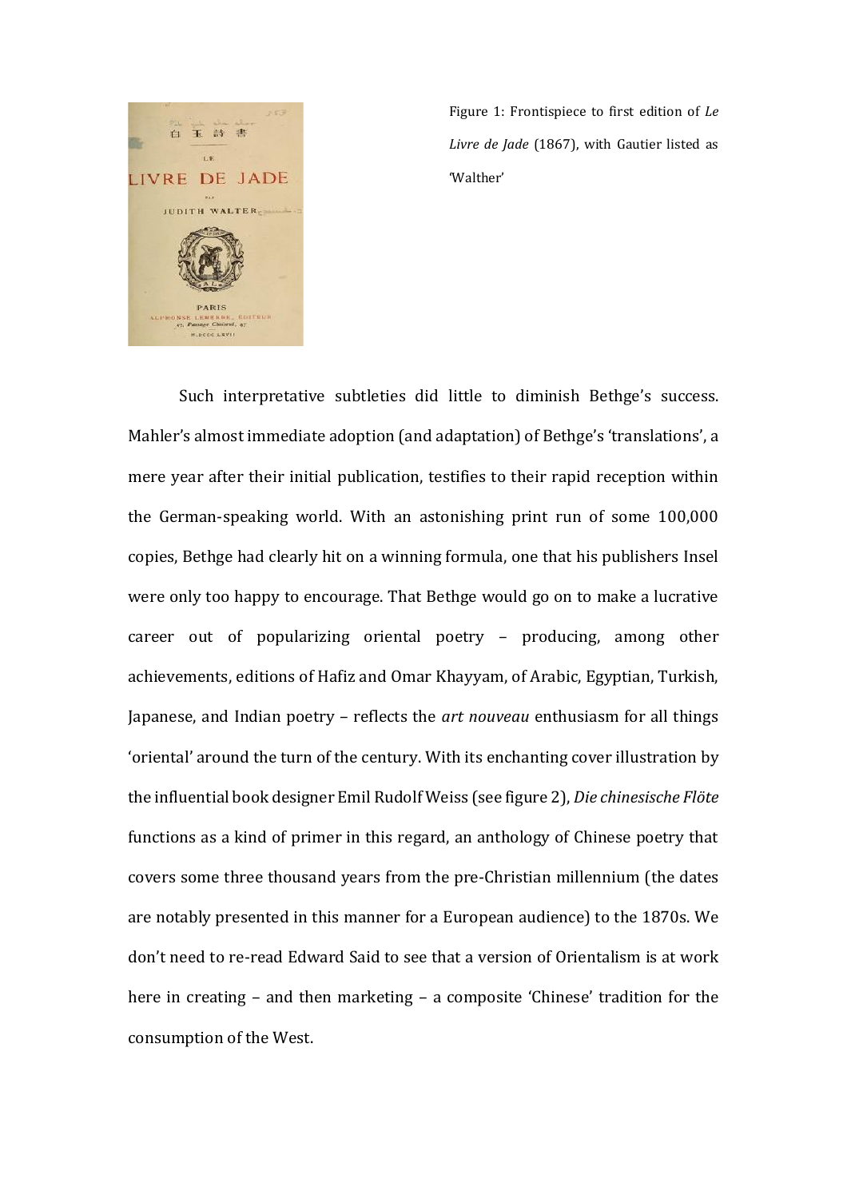Figure 1: Frontispiece to first edition of *Le Livre de Jade* (1867), with Gautier listed as 'Walther'

Such interpretative subtleties did little to diminish Bethge's success. Mahler's almost immediate adoption (and adaptation) of Bethge's 'translations', a mere year after their initial publication, testifies to their rapid reception within the German-speaking world. With an astonishing print run of some 100,000 copies, Bethge had clearly hit on a winning formula, one that his publishers Insel were only too happy to encourage. That Bethge would go on to make a lucrative career out of popularizing oriental poetry – producing, among other achievements, editions of Hafiz and Omar Khayyam, of Arabic, Egyptian, Turkish, Japanese, and Indian poetry – reflects the *art nouveau* enthusiasm for all things 'oriental' around the turn of the century. With its enchanting cover illustration by the influential book designer Emil Rudolf Weiss (see figure 2), *Die chinesische Flöte* functions as a kind of primer in this regard, an anthology of Chinese poetry that covers some three thousand years from the pre-Christian millennium (the dates are notably presented in this manner for a European audience) to the 1870s. We don't need to re-read Edward Said to see that a version of Orientalism is at work here in creating – and then marketing – a composite 'Chinese' tradition for the consumption of the West.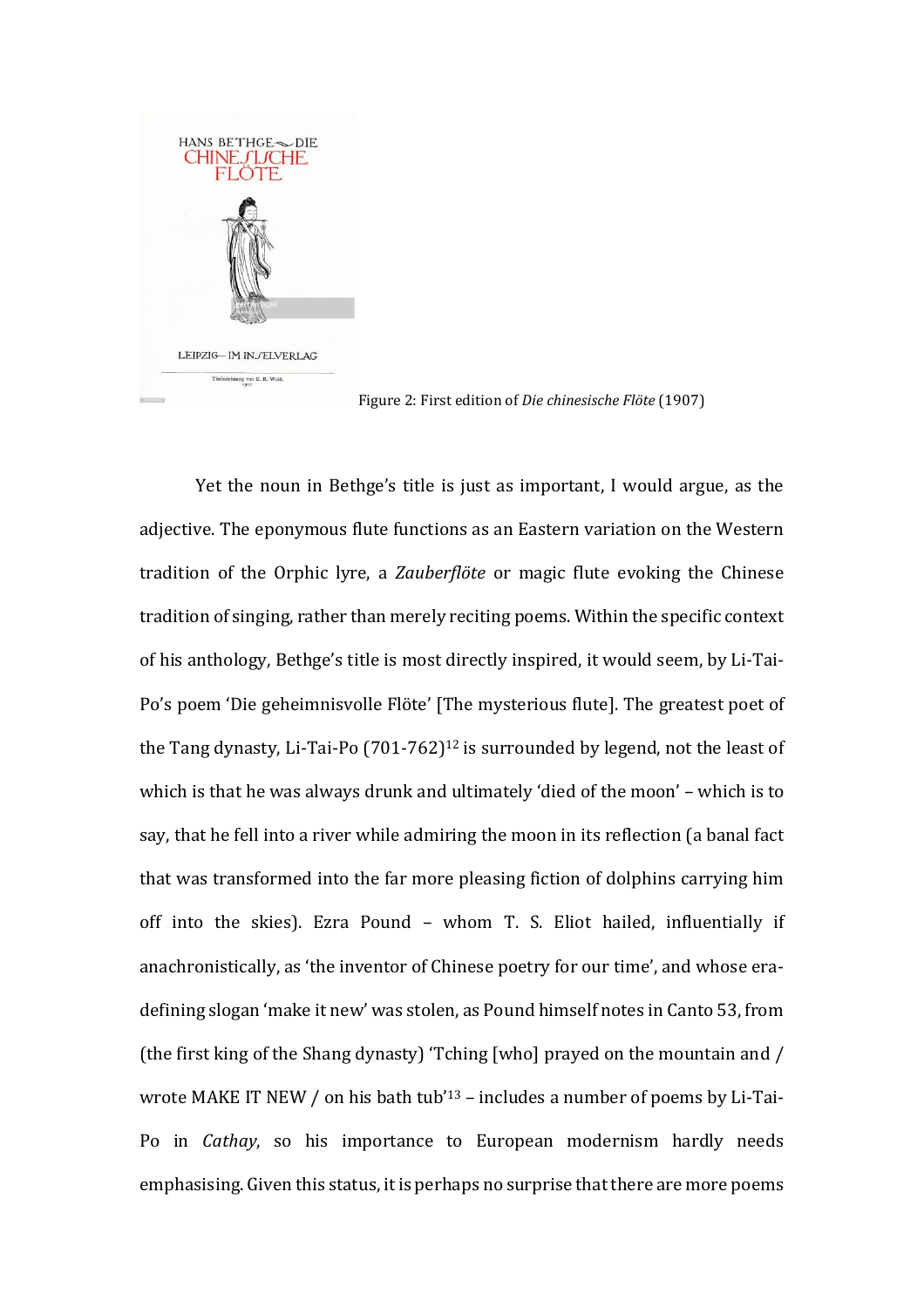Figure 2: First edition of *Die chinesische Flöte* (1907)

Yet the noun in Bethge's title is just as important, I would argue, as the adjective. The eponymous flute functions as an Eastern variation on the Western tradition of the Orphic lyre, a *Zauberflöte* or magic flute evoking the Chinese tradition of singing, rather than merely reciting poems. Within the specific context of his anthology, Bethge's title is most directly inspired, it would seem, by Li-Tai-Po's poem 'Die geheimnisvolle Flöte' [The mysterious flute]. The greatest poet of the Tang dynasty, Li-Tai-Po (701-762)[12] is surrounded by legend, not the least of which is that he was always drunk and ultimately 'died of the moon' – which is to say, that he fell into a river while admiring the moon in its reflection (a banal fact that was transformed into the far more pleasing fiction of dolphins carrying him off into the skies). Ezra Pound – whom T. S. Eliot hailed, influentially if anachronistically, as 'the inventor of Chinese poetry for our time', and whose era-defining slogan 'make it new' was stolen, as Pound himself notes in Canto 53, from (the first king of the Shang dynasty) 'Tching [who] prayed on the mountain and / wrote MAKE IT NEW / on his bath tub'[13] – includes a number of poems by Li-Tai-Po in *Cathay*, so his importance to European modernism hardly needs emphasising. Given this status, it is perhaps no surprise that there are more poems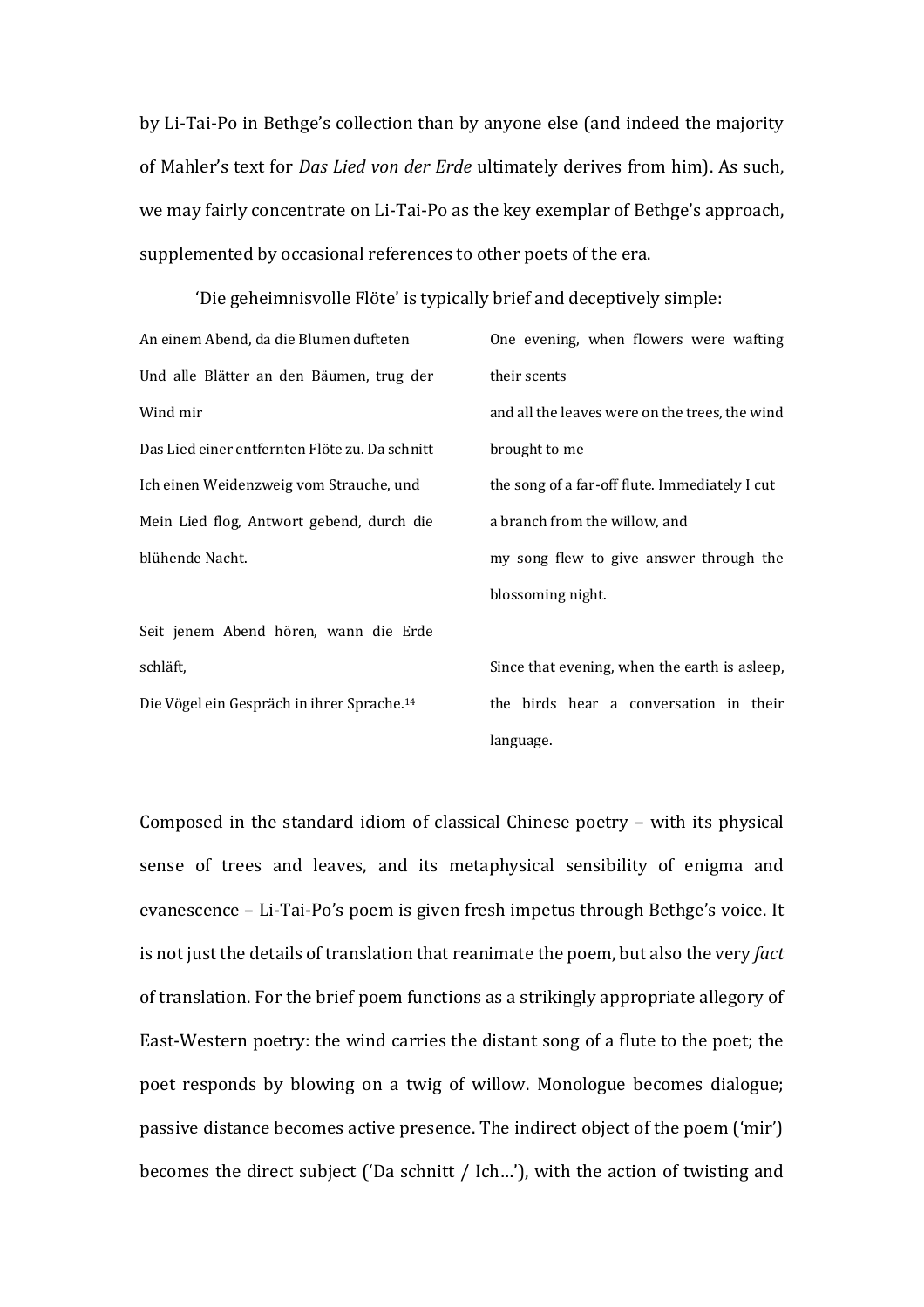by Li-Tai-Po in Bethge's collection than by anyone else (and indeed the majority of Mahler's text for *Das Lied von der Erde* ultimately derives from him). As such, we may fairly concentrate on Li-Tai-Po as the key exemplar of Bethge's approach, supplemented by occasional references to other poets of the era.

'Die geheimnisvolle Flöte' is typically brief and deceptively simple:

| | |
|---|---|
| An einem Abend, da die Blumen dufteten<br>Und alle Blätter an den Bäumen, trug der Wind mir<br>Das Lied einer entfernten Flöte zu. Da schnitt<br>Ich einen Weidenzweig vom Strauche, und<br>Mein Lied flog, Antwort gebend, durch die blühende Nacht. | One evening, when flowers were wafting their scents<br>and all the leaves were on the trees, the wind brought to me<br>the song of a far-off flute. Immediately I cut<br>a branch from the willow, and<br>my song flew to give answer through the blossoming night. |
| Seit jenem Abend hören, wann die Erde schläft,<br>Die Vögel ein Gespräch in ihrer Sprache.[14] | Since that evening, when the earth is asleep,<br>the birds hear a conversation in their language. |

Composed in the standard idiom of classical Chinese poetry – with its physical sense of trees and leaves, and its metaphysical sensibility of enigma and evanescence – Li-Tai-Po's poem is given fresh impetus through Bethge's voice. It is not just the details of translation that reanimate the poem, but also the very *fact* of translation. For the brief poem functions as a strikingly appropriate allegory of East-Western poetry: the wind carries the distant song of a flute to the poet; the poet responds by blowing on a twig of willow. Monologue becomes dialogue; passive distance becomes active presence. The indirect object of the poem ('mir') becomes the direct subject ('Da schnitt / Ich…'), with the action of twisting and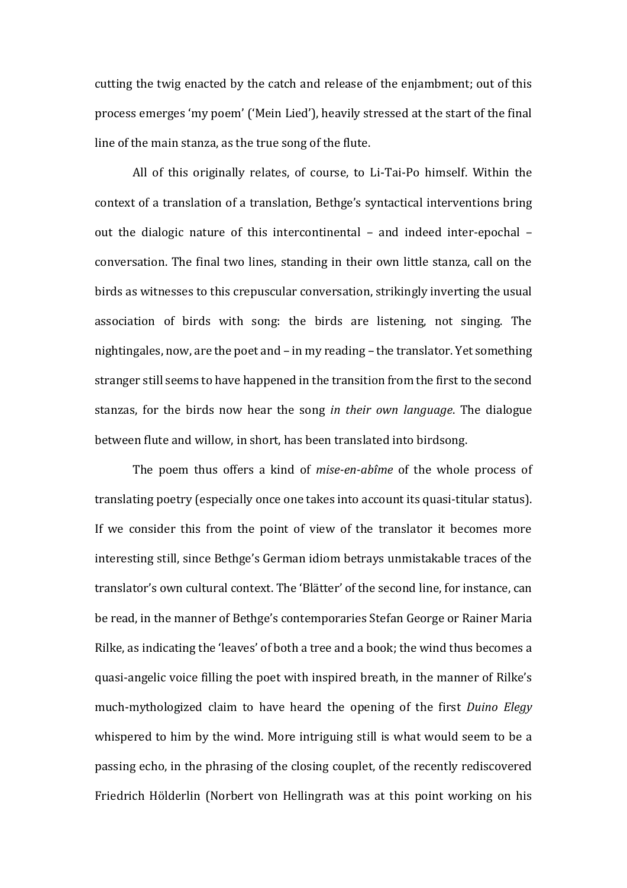cutting the twig enacted by the catch and release of the enjambment; out of this process emerges 'my poem' ('Mein Lied'), heavily stressed at the start of the final line of the main stanza, as the true song of the flute.

All of this originally relates, of course, to Li-Tai-Po himself. Within the context of a translation of a translation, Bethge's syntactical interventions bring out the dialogic nature of this intercontinental – and indeed inter-epochal – conversation. The final two lines, standing in their own little stanza, call on the birds as witnesses to this crepuscular conversation, strikingly inverting the usual association of birds with song: the birds are listening, not singing. The nightingales, now, are the poet and – in my reading – the translator. Yet something stranger still seems to have happened in the transition from the first to the second stanzas, for the birds now hear the song *in their own language*. The dialogue between flute and willow, in short, has been translated into birdsong.

The poem thus offers a kind of *mise-en-abîme* of the whole process of translating poetry (especially once one takes into account its quasi-titular status). If we consider this from the point of view of the translator it becomes more interesting still, since Bethge's German idiom betrays unmistakable traces of the translator's own cultural context. The 'Blätter' of the second line, for instance, can be read, in the manner of Bethge's contemporaries Stefan George or Rainer Maria Rilke, as indicating the 'leaves' of both a tree and a book; the wind thus becomes a quasi-angelic voice filling the poet with inspired breath, in the manner of Rilke's much-mythologized claim to have heard the opening of the first *Duino Elegy* whispered to him by the wind. More intriguing still is what would seem to be a passing echo, in the phrasing of the closing couplet, of the recently rediscovered Friedrich Hölderlin (Norbert von Hellingrath was at this point working on his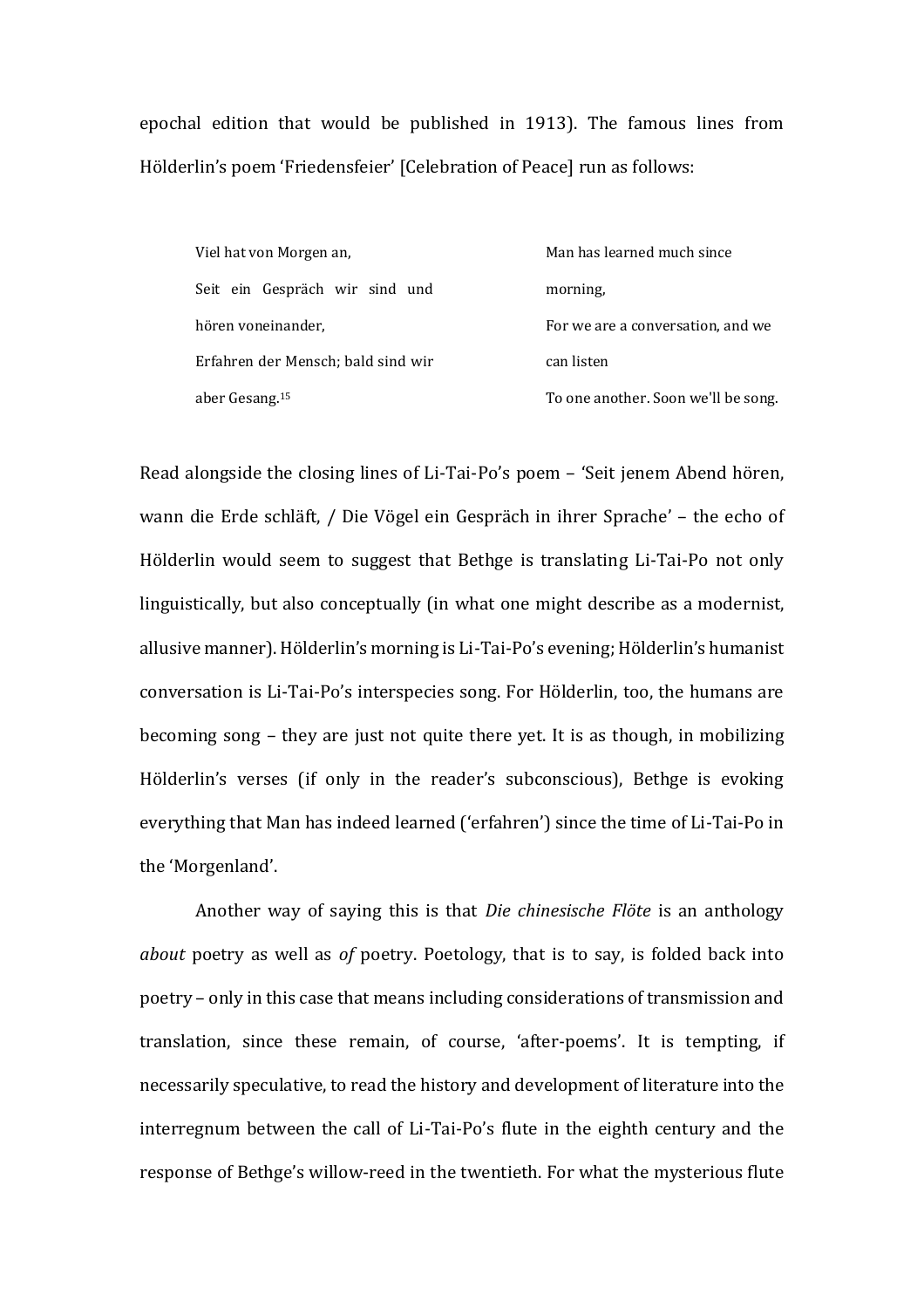epochal edition that would be published in 1913). The famous lines from Hölderlin's poem 'Friedensfeier' [Celebration of Peace] run as follows:

| | |
|---|---|
| Viel hat von Morgen an, | Man has learned much since morning, |
| Seit ein Gespräch wir sind und hören voneinander, | For we are a conversation, and we can listen |
| Erfahren der Mensch; bald sind wir aber Gesang.[15] | To one another. Soon we'll be song. |

Read alongside the closing lines of Li-Tai-Po's poem – 'Seit jenem Abend hören, wann die Erde schläft, / Die Vögel ein Gespräch in ihrer Sprache' – the echo of Hölderlin would seem to suggest that Bethge is translating Li-Tai-Po not only linguistically, but also conceptually (in what one might describe as a modernist, allusive manner). Hölderlin's morning is Li-Tai-Po's evening; Hölderlin's humanist conversation is Li-Tai-Po's interspecies song. For Hölderlin, too, the humans are becoming song – they are just not quite there yet. It is as though, in mobilizing Hölderlin's verses (if only in the reader's subconscious), Bethge is evoking everything that Man has indeed learned ('erfahren') since the time of Li-Tai-Po in the 'Morgenland'.

Another way of saying this is that *Die chinesische Flöte* is an anthology *about* poetry as well as *of* poetry. Poetology, that is to say, is folded back into poetry – only in this case that means including considerations of transmission and translation, since these remain, of course, 'after-poems'. It is tempting, if necessarily speculative, to read the history and development of literature into the interregnum between the call of Li-Tai-Po's flute in the eighth century and the response of Bethge's willow-reed in the twentieth. For what the mysterious flute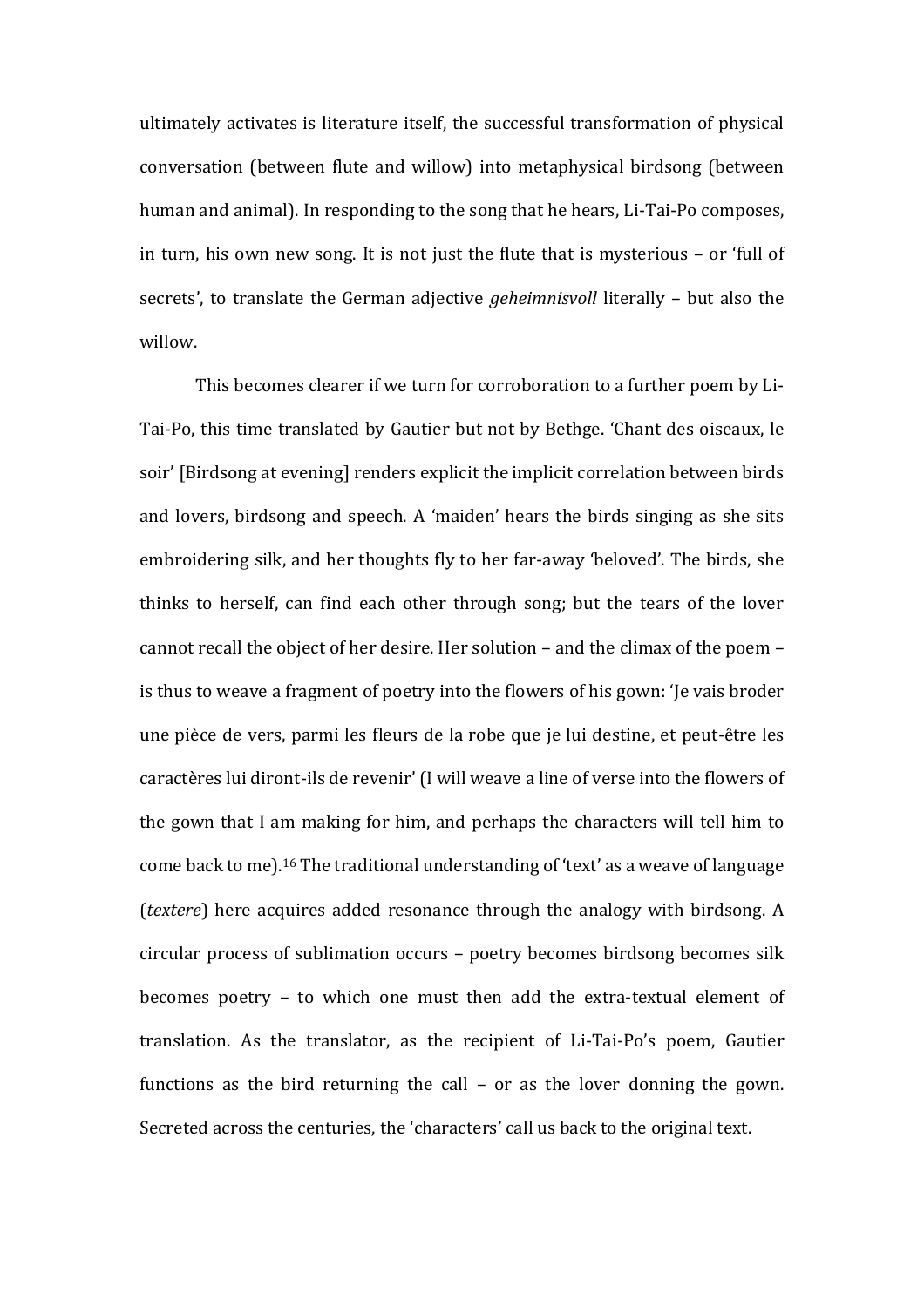ultimately activates is literature itself, the successful transformation of physical conversation (between flute and willow) into metaphysical birdsong (between human and animal). In responding to the song that he hears, Li-Tai-Po composes, in turn, his own new song. It is not just the flute that is mysterious – or 'full of secrets', to translate the German adjective *geheimnisvoll* literally – but also the willow.

This becomes clearer if we turn for corroboration to a further poem by Li-Tai-Po, this time translated by Gautier but not by Bethge. 'Chant des oiseaux, le soir' [Birdsong at evening] renders explicit the implicit correlation between birds and lovers, birdsong and speech. A 'maiden' hears the birds singing as she sits embroidering silk, and her thoughts fly to her far-away 'beloved'. The birds, she thinks to herself, can find each other through song; but the tears of the lover cannot recall the object of her desire. Her solution – and the climax of the poem – is thus to weave a fragment of poetry into the flowers of his gown: 'Je vais broder une pièce de vers, parmi les fleurs de la robe que je lui destine, et peut-être les caractères lui diront-ils de revenir' (I will weave a line of verse into the flowers of the gown that I am making for him, and perhaps the characters will tell him to come back to me).[16] The traditional understanding of 'text' as a weave of language (*textere*) here acquires added resonance through the analogy with birdsong. A circular process of sublimation occurs – poetry becomes birdsong becomes silk becomes poetry – to which one must then add the extra-textual element of translation. As the translator, as the recipient of Li-Tai-Po's poem, Gautier functions as the bird returning the call – or as the lover donning the gown. Secreted across the centuries, the 'characters' call us back to the original text.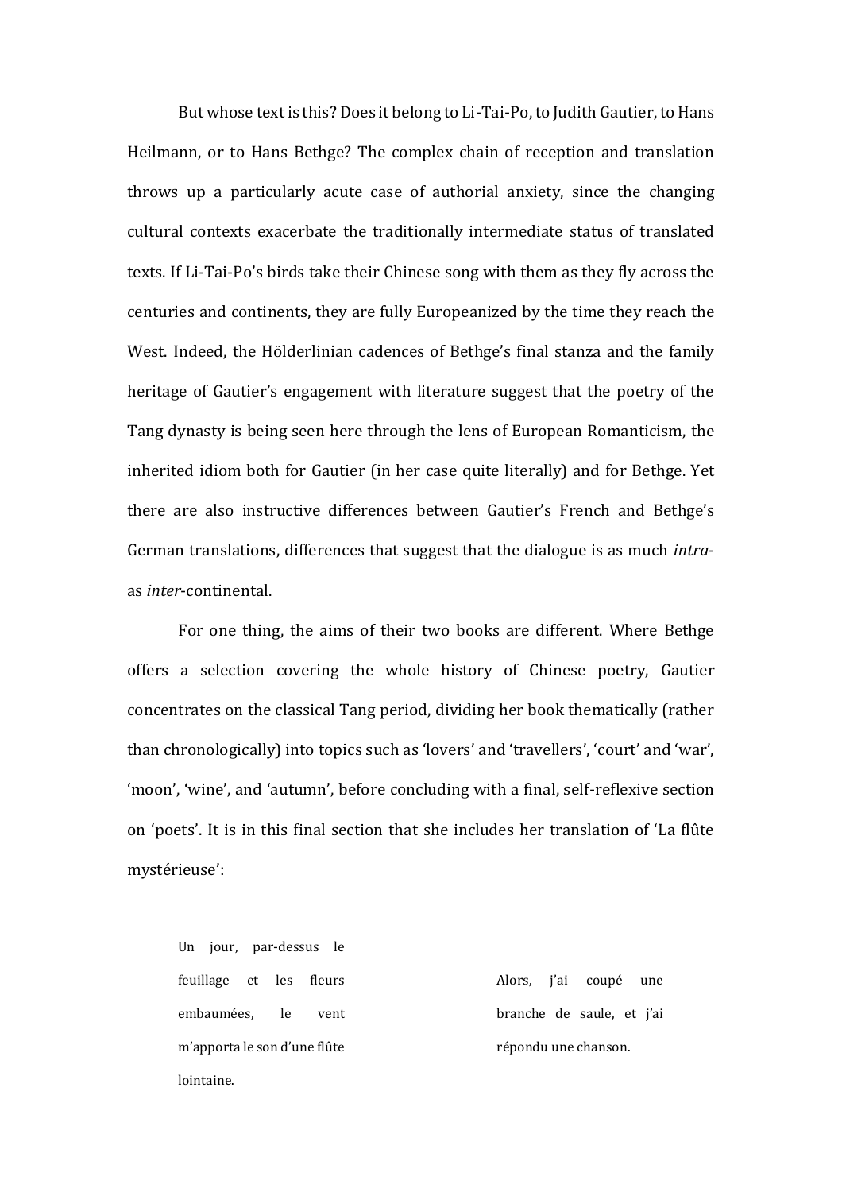But whose text is this? Does it belong to Li-Tai-Po, to Judith Gautier, to Hans Heilmann, or to Hans Bethge? The complex chain of reception and translation throws up a particularly acute case of authorial anxiety, since the changing cultural contexts exacerbate the traditionally intermediate status of translated texts. If Li-Tai-Po's birds take their Chinese song with them as they fly across the centuries and continents, they are fully Europeanized by the time they reach the West. Indeed, the Hölderlinian cadences of Bethge's final stanza and the family heritage of Gautier's engagement with literature suggest that the poetry of the Tang dynasty is being seen here through the lens of European Romanticism, the inherited idiom both for Gautier (in her case quite literally) and for Bethge. Yet there are also instructive differences between Gautier's French and Bethge's German translations, differences that suggest that the dialogue is as much *intra*- as *inter*-continental.

For one thing, the aims of their two books are different. Where Bethge offers a selection covering the whole history of Chinese poetry, Gautier concentrates on the classical Tang period, dividing her book thematically (rather than chronologically) into topics such as 'lovers' and 'travellers', 'court' and 'war', 'moon', 'wine', and 'autumn', before concluding with a final, self-reflexive section on 'poets'. It is in this final section that she includes her translation of 'La flûte mystérieuse':

> Un jour, par-dessus le feuillage et les fleurs embaumées, le vent m'apporta le son d'une flûte lointaine.
>
> Alors, j'ai coupé une branche de saule, et j'ai répondu une chanson.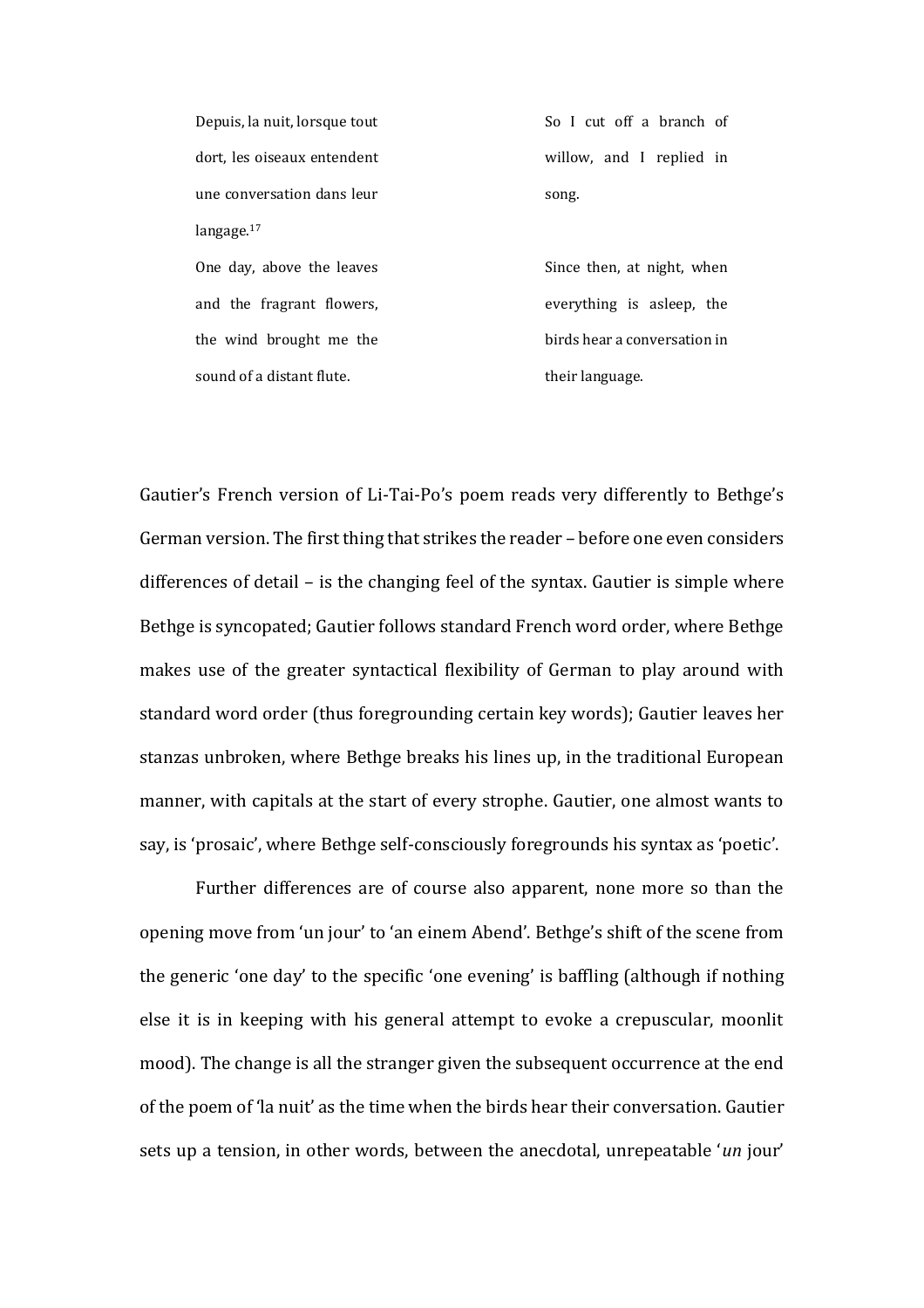| | |
|---|---|
| Depuis, la nuit, lorsque tout dort, les oiseaux entendent une conversation dans leur langage.[17] | |
| One day, above the leaves and the fragrant flowers, the wind brought me the sound of a distant flute. | So I cut off a branch of willow, and I replied in song. |
| | Since then, at night, when everything is asleep, the birds hear a conversation in their language. |

Gautier's French version of Li-Tai-Po's poem reads very differently to Bethge's German version. The first thing that strikes the reader – before one even considers differences of detail – is the changing feel of the syntax. Gautier is simple where Bethge is syncopated; Gautier follows standard French word order, where Bethge makes use of the greater syntactical flexibility of German to play around with standard word order (thus foregrounding certain key words); Gautier leaves her stanzas unbroken, where Bethge breaks his lines up, in the traditional European manner, with capitals at the start of every strophe. Gautier, one almost wants to say, is 'prosaic', where Bethge self-consciously foregrounds his syntax as 'poetic'.

Further differences are of course also apparent, none more so than the opening move from 'un jour' to 'an einem Abend'. Bethge's shift of the scene from the generic 'one day' to the specific 'one evening' is baffling (although if nothing else it is in keeping with his general attempt to evoke a crepuscular, moonlit mood). The change is all the stranger given the subsequent occurrence at the end of the poem of 'la nuit' as the time when the birds hear their conversation. Gautier sets up a tension, in other words, between the anecdotal, unrepeatable '*un* jour'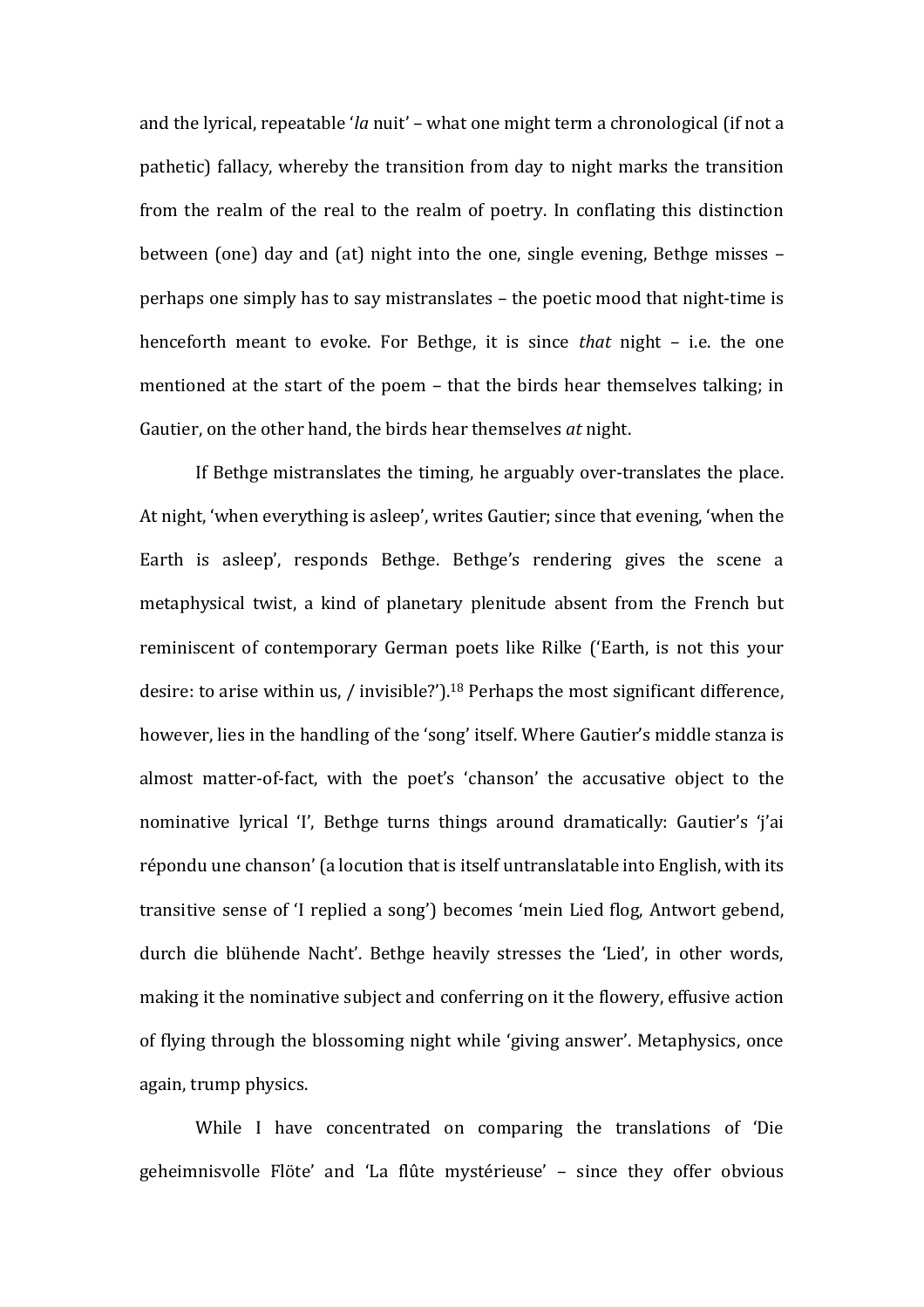and the lyrical, repeatable '*la* nuit' – what one might term a chronological (if not a pathetic) fallacy, whereby the transition from day to night marks the transition from the realm of the real to the realm of poetry. In conflating this distinction between (one) day and (at) night into the one, single evening, Bethge misses – perhaps one simply has to say mistranslates – the poetic mood that night-time is henceforth meant to evoke. For Bethge, it is since *that* night – i.e. the one mentioned at the start of the poem – that the birds hear themselves talking; in Gautier, on the other hand, the birds hear themselves *at* night.

If Bethge mistranslates the timing, he arguably over-translates the place. At night, 'when everything is asleep', writes Gautier; since that evening, 'when the Earth is asleep', responds Bethge. Bethge's rendering gives the scene a metaphysical twist, a kind of planetary plenitude absent from the French but reminiscent of contemporary German poets like Rilke ('Earth, is not this your desire: to arise within us, / invisible?').[18] Perhaps the most significant difference, however, lies in the handling of the 'song' itself. Where Gautier's middle stanza is almost matter-of-fact, with the poet's 'chanson' the accusative object to the nominative lyrical 'I', Bethge turns things around dramatically: Gautier's 'j'ai répondu une chanson' (a locution that is itself untranslatable into English, with its transitive sense of 'I replied a song') becomes 'mein Lied flog, Antwort gebend, durch die blühende Nacht'. Bethge heavily stresses the 'Lied', in other words, making it the nominative subject and conferring on it the flowery, effusive action of flying through the blossoming night while 'giving answer'. Metaphysics, once again, trump physics.

While I have concentrated on comparing the translations of 'Die geheimnisvolle Flöte' and 'La flûte mystérieuse' – since they offer obvious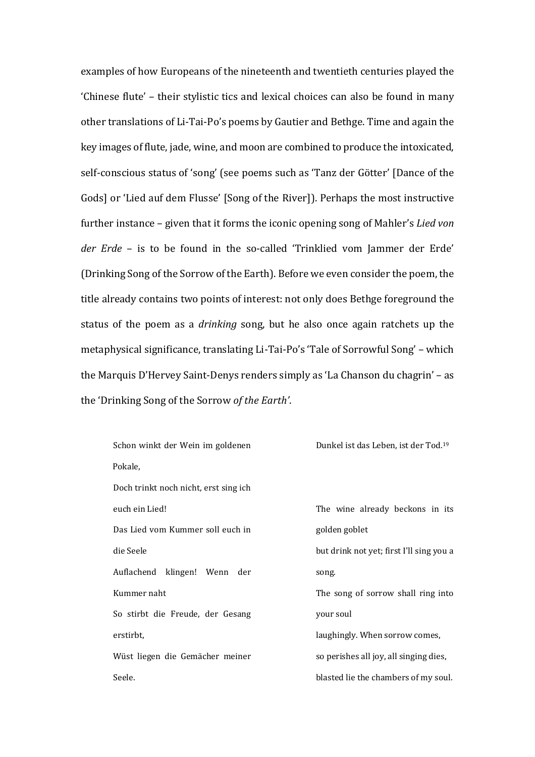examples of how Europeans of the nineteenth and twentieth centuries played the 'Chinese flute' – their stylistic tics and lexical choices can also be found in many other translations of Li-Tai-Po's poems by Gautier and Bethge. Time and again the key images of flute, jade, wine, and moon are combined to produce the intoxicated, self-conscious status of 'song' (see poems such as 'Tanz der Götter' [Dance of the Gods] or 'Lied auf dem Flusse' [Song of the River]). Perhaps the most instructive further instance – given that it forms the iconic opening song of Mahler's *Lied von der Erde* – is to be found in the so-called 'Trinklied vom Jammer der Erde' (Drinking Song of the Sorrow of the Earth). Before we even consider the poem, the title already contains two points of interest: not only does Bethge foreground the status of the poem as a *drinking* song, but he also once again ratchets up the metaphysical significance, translating Li-Tai-Po's 'Tale of Sorrowful Song' – which the Marquis D'Hervey Saint-Denys renders simply as 'La Chanson du chagrin' – as the 'Drinking Song of the Sorrow *of the Earth'*.

> Schon winkt der Wein im goldenen Pokale,
> Doch trinkt noch nicht, erst sing ich euch ein Lied!
> Das Lied vom Kummer soll euch in die Seele
> Auflachend klingen! Wenn der Kummer naht
> So stirbt die Freude, der Gesang erstirbt,
> Wüst liegen die Gemächer meiner Seele.
> Dunkel ist das Leben, ist der Tod.[19]

> The wine already beckons in its golden goblet
> but drink not yet; first I'll sing you a song.
> The song of sorrow shall ring into your soul
> laughingly. When sorrow comes,
> so perishes all joy, all singing dies,
> blasted lie the chambers of my soul.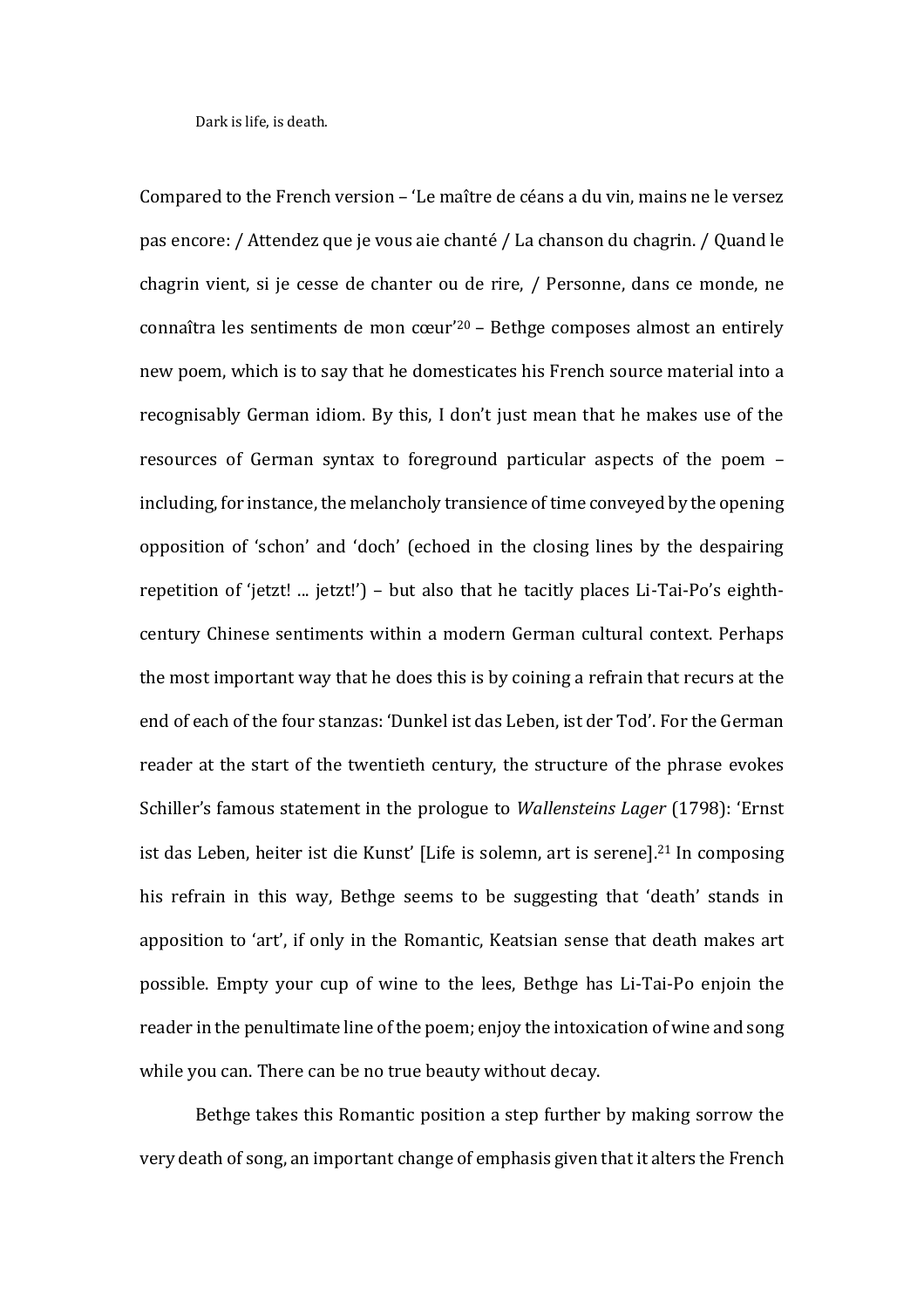Dark is life, is death.

Compared to the French version – 'Le maître de céans a du vin, mains ne le versez pas encore: / Attendez que je vous aie chanté / La chanson du chagrin. / Quand le chagrin vient, si je cesse de chanter ou de rire, / Personne, dans ce monde, ne connaîtra les sentiments de mon cœur'[20] – Bethge composes almost an entirely new poem, which is to say that he domesticates his French source material into a recognisably German idiom. By this, I don't just mean that he makes use of the resources of German syntax to foreground particular aspects of the poem – including, for instance, the melancholy transience of time conveyed by the opening opposition of 'schon' and 'doch' (echoed in the closing lines by the despairing repetition of 'jetzt! ... jetzt!') – but also that he tacitly places Li-Tai-Po's eighth-century Chinese sentiments within a modern German cultural context. Perhaps the most important way that he does this is by coining a refrain that recurs at the end of each of the four stanzas: 'Dunkel ist das Leben, ist der Tod'. For the German reader at the start of the twentieth century, the structure of the phrase evokes Schiller's famous statement in the prologue to *Wallensteins Lager* (1798): 'Ernst ist das Leben, heiter ist die Kunst' [Life is solemn, art is serene].[21] In composing his refrain in this way, Bethge seems to be suggesting that 'death' stands in apposition to 'art', if only in the Romantic, Keatsian sense that death makes art possible. Empty your cup of wine to the lees, Bethge has Li-Tai-Po enjoin the reader in the penultimate line of the poem; enjoy the intoxication of wine and song while you can. There can be no true beauty without decay.

Bethge takes this Romantic position a step further by making sorrow the very death of song, an important change of emphasis given that it alters the French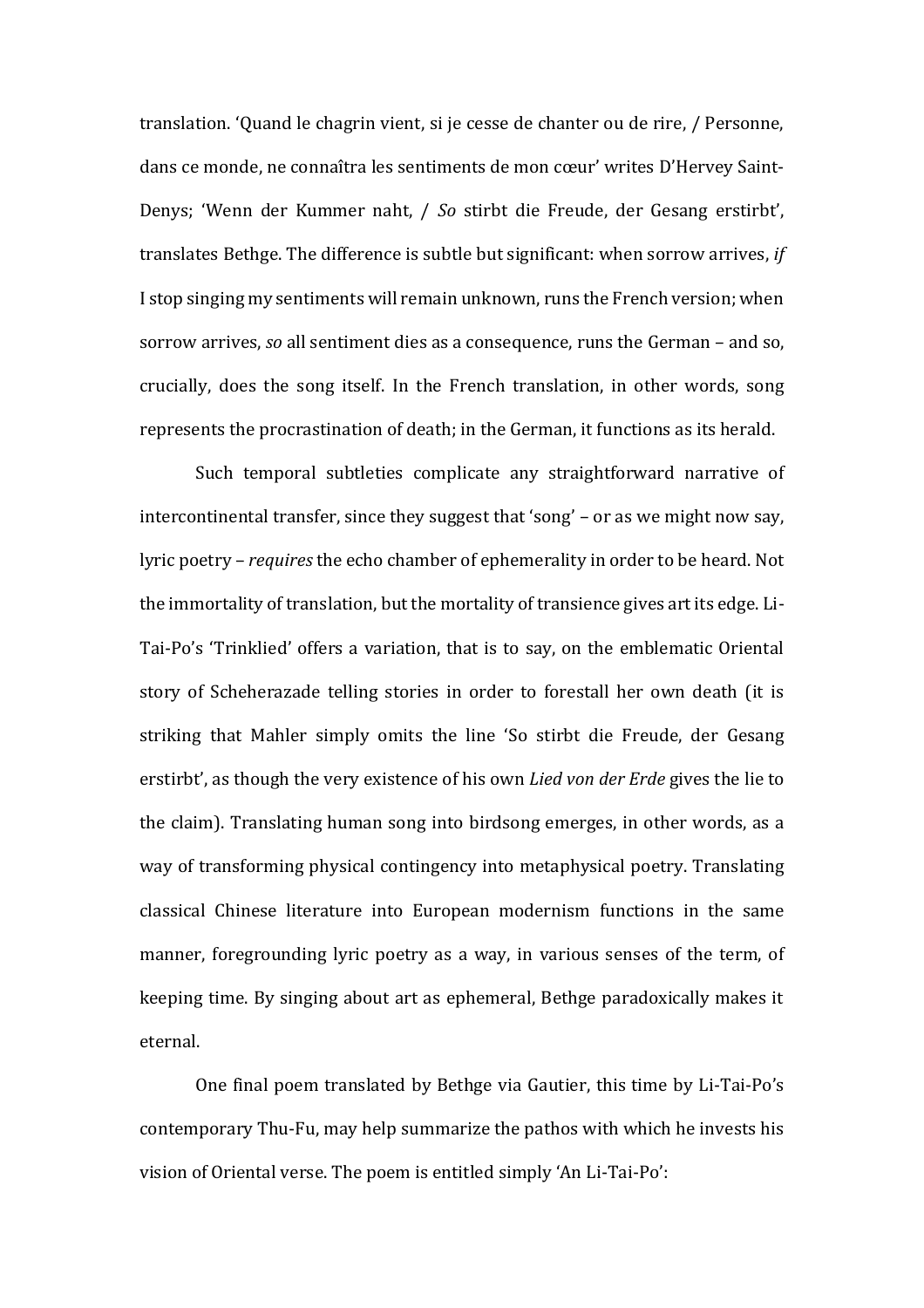translation. 'Quand le chagrin vient, si je cesse de chanter ou de rire, / Personne, dans ce monde, ne connaîtra les sentiments de mon cœur' writes D'Hervey Saint-Denys; 'Wenn der Kummer naht, / *So* stirbt die Freude, der Gesang erstirbt', translates Bethge. The difference is subtle but significant: when sorrow arrives, *if* I stop singing my sentiments will remain unknown, runs the French version; when sorrow arrives, *so* all sentiment dies as a consequence, runs the German – and so, crucially, does the song itself. In the French translation, in other words, song represents the procrastination of death; in the German, it functions as its herald.

Such temporal subtleties complicate any straightforward narrative of intercontinental transfer, since they suggest that 'song' – or as we might now say, lyric poetry – *requires* the echo chamber of ephemerality in order to be heard. Not the immortality of translation, but the mortality of transience gives art its edge. Li-Tai-Po's 'Trinklied' offers a variation, that is to say, on the emblematic Oriental story of Scheherazade telling stories in order to forestall her own death (it is striking that Mahler simply omits the line 'So stirbt die Freude, der Gesang erstirbt', as though the very existence of his own *Lied von der Erde* gives the lie to the claim). Translating human song into birdsong emerges, in other words, as a way of transforming physical contingency into metaphysical poetry. Translating classical Chinese literature into European modernism functions in the same manner, foregrounding lyric poetry as a way, in various senses of the term, of keeping time. By singing about art as ephemeral, Bethge paradoxically makes it eternal.

One final poem translated by Bethge via Gautier, this time by Li-Tai-Po's contemporary Thu-Fu, may help summarize the pathos with which he invests his vision of Oriental verse. The poem is entitled simply 'An Li-Tai-Po':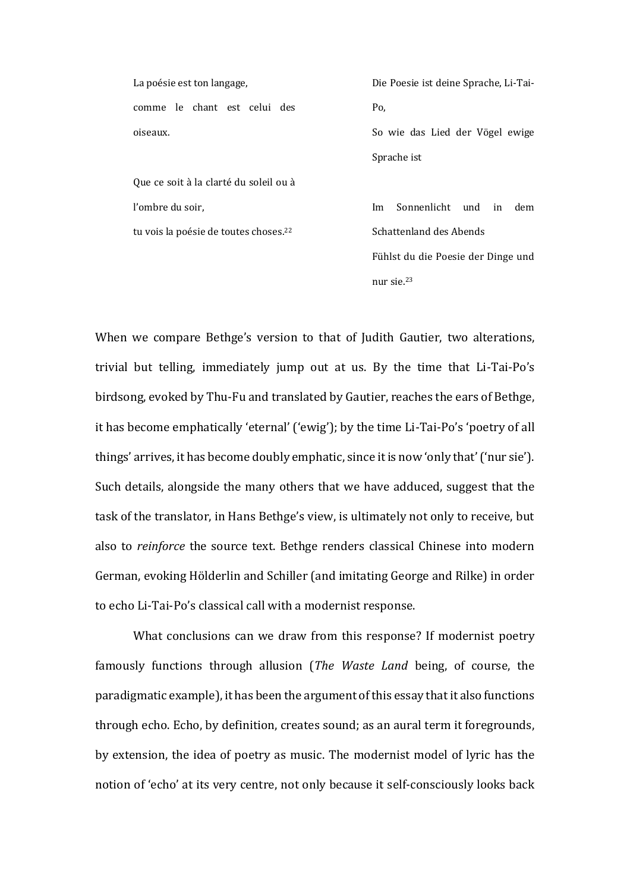La poésie est ton langage,
comme le chant est celui des oiseaux.

Que ce soit à la clarté du soleil ou à l'ombre du soir,
tu vois la poésie de toutes choses.[22]

Die Poesie ist deine Sprache, Li-Tai-Po,
So wie das Lied der Vögel ewige Sprache ist

Im Sonnenlicht und in dem Schattenland des Abends
Fühlst du die Poesie der Dinge und nur sie.[23]

When we compare Bethge's version to that of Judith Gautier, two alterations, trivial but telling, immediately jump out at us. By the time that Li-Tai-Po's birdsong, evoked by Thu-Fu and translated by Gautier, reaches the ears of Bethge, it has become emphatically 'eternal' ('ewig'); by the time Li-Tai-Po's 'poetry of all things' arrives, it has become doubly emphatic, since it is now 'only that' ('nur sie'). Such details, alongside the many others that we have adduced, suggest that the task of the translator, in Hans Bethge's view, is ultimately not only to receive, but also to *reinforce* the source text. Bethge renders classical Chinese into modern German, evoking Hölderlin and Schiller (and imitating George and Rilke) in order to echo Li-Tai-Po's classical call with a modernist response.

What conclusions can we draw from this response? If modernist poetry famously functions through allusion (*The Waste Land* being, of course, the paradigmatic example), it has been the argument of this essay that it also functions through echo. Echo, by definition, creates sound; as an aural term it foregrounds, by extension, the idea of poetry as music. The modernist model of lyric has the notion of 'echo' at its very centre, not only because it self-consciously looks back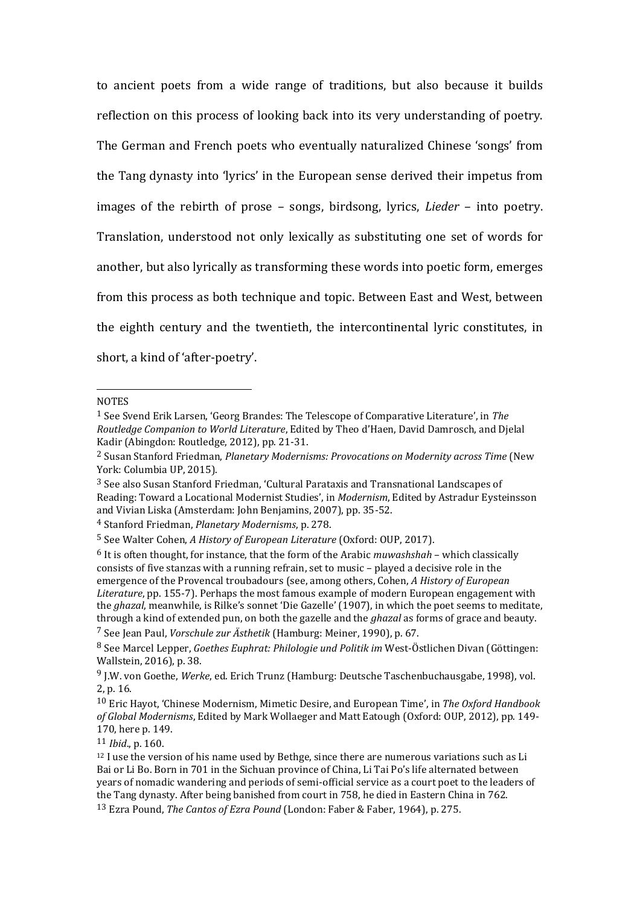to ancient poets from a wide range of traditions, but also because it builds reflection on this process of looking back into its very understanding of poetry. The German and French poets who eventually naturalized Chinese 'songs' from the Tang dynasty into 'lyrics' in the European sense derived their impetus from images of the rebirth of prose – songs, birdsong, lyrics, *Lieder* – into poetry. Translation, understood not only lexically as substituting one set of words for another, but also lyrically as transforming these words into poetic form, emerges from this process as both technique and topic. Between East and West, between the eighth century and the twentieth, the intercontinental lyric constitutes, in short, a kind of 'after-poetry'.

---

NOTES

[1] See Svend Erik Larsen, 'Georg Brandes: The Telescope of Comparative Literature', in *The Routledge Companion to World Literature*, Edited by Theo d'Haen, David Damrosch, and Djelal Kadir (Abingdon: Routledge, 2012), pp. 21-31.

[2] Susan Stanford Friedman, *Planetary Modernisms: Provocations on Modernity across Time* (New York: Columbia UP, 2015).

[3] See also Susan Stanford Friedman, 'Cultural Parataxis and Transnational Landscapes of Reading: Toward a Locational Modernist Studies', in *Modernism*, Edited by Astradur Eysteinsson and Vivian Liska (Amsterdam: John Benjamins, 2007), pp. 35-52.

[4] Stanford Friedman, *Planetary Modernisms*, p. 278.

[5] See Walter Cohen, *A History of European Literature* (Oxford: OUP, 2017).

[6] It is often thought, for instance, that the form of the Arabic *muwashshah* – which classically consists of five stanzas with a running refrain, set to music – played a decisive role in the emergence of the Provencal troubadours (see, among others, Cohen, *A History of European Literature*, pp. 155-7). Perhaps the most famous example of modern European engagement with the *ghazal*, meanwhile, is Rilke's sonnet 'Die Gazelle' (1907), in which the poet seems to meditate, through a kind of extended pun, on both the gazelle and the *ghazal* as forms of grace and beauty.

[7] See Jean Paul, *Vorschule zur Ästhetik* (Hamburg: Meiner, 1990), p. 67.

[8] See Marcel Lepper, *Goethes Euphrat: Philologie und Politik im* West-Östlichen Divan (Göttingen: Wallstein, 2016), p. 38.

[9] J.W. von Goethe, *Werke*, ed. Erich Trunz (Hamburg: Deutsche Taschenbuchausgabe, 1998), vol. 2, p. 16.

[10] Eric Hayot, 'Chinese Modernism, Mimetic Desire, and European Time', in *The Oxford Handbook of Global Modernisms*, Edited by Mark Wollaeger and Matt Eatough (Oxford: OUP, 2012), pp. 149-170, here p. 149.

[11] *Ibid*., p. 160.

[12] I use the version of his name used by Bethge, since there are numerous variations such as Li Bai or Li Bo. Born in 701 in the Sichuan province of China, Li Tai Po's life alternated between years of nomadic wandering and periods of semi-official service as a court poet to the leaders of the Tang dynasty. After being banished from court in 758, he died in Eastern China in 762.

[13] Ezra Pound, *The Cantos of Ezra Pound* (London: Faber & Faber, 1964), p. 275.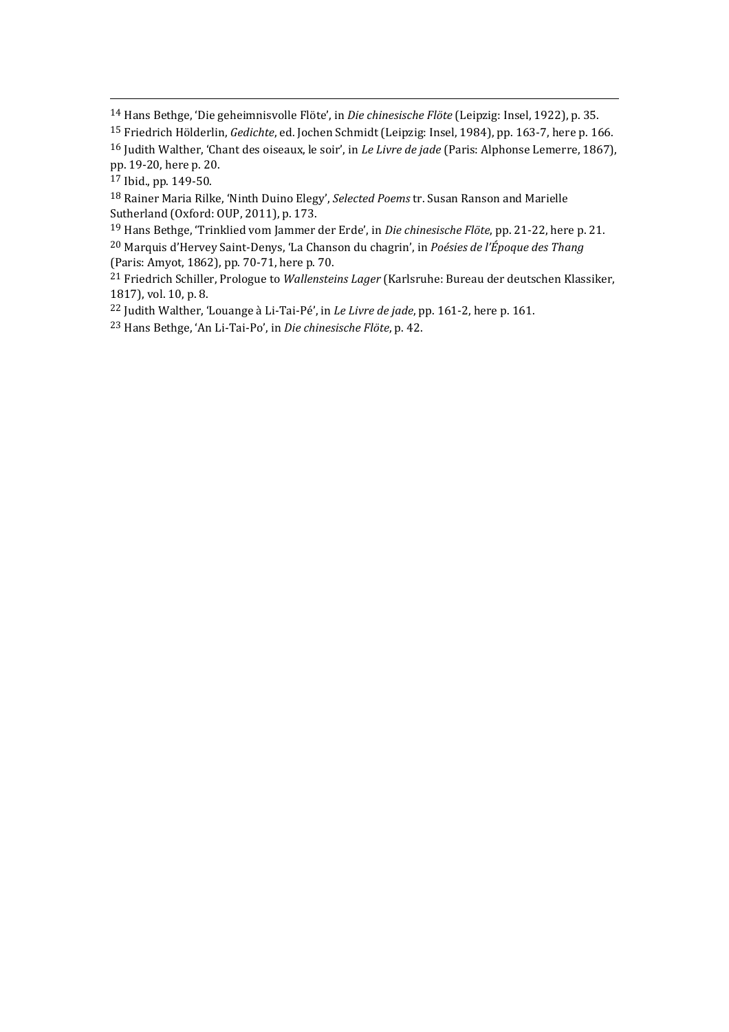---

[14] Hans Bethge, 'Die geheimnisvolle Flöte', in *Die chinesische Flöte* (Leipzig: Insel, 1922), p. 35.

[15] Friedrich Hölderlin, *Gedichte*, ed. Jochen Schmidt (Leipzig: Insel, 1984), pp. 163-7, here p. 166.

[16] Judith Walther, 'Chant des oiseaux, le soir', in *Le Livre de jade* (Paris: Alphonse Lemerre, 1867), pp. 19-20, here p. 20.

[17] Ibid., pp. 149-50.

[18] Rainer Maria Rilke, 'Ninth Duino Elegy', *Selected Poems* tr. Susan Ranson and Marielle Sutherland (Oxford: OUP, 2011), p. 173.

[19] Hans Bethge, 'Trinklied vom Jammer der Erde', in *Die chinesische Flöte*, pp. 21-22, here p. 21.

[20] Marquis d'Hervey Saint-Denys, 'La Chanson du chagrin', in *Poésies de l'Époque des Thang* (Paris: Amyot, 1862), pp. 70-71, here p. 70.

[21] Friedrich Schiller, Prologue to *Wallensteins Lager* (Karlsruhe: Bureau der deutschen Klassiker, 1817), vol. 10, p. 8.

[22] Judith Walther, 'Louange à Li-Tai-Pé', in *Le Livre de jade*, pp. 161-2, here p. 161.

[23] Hans Bethge, 'An Li-Tai-Po', in *Die chinesische Flöte*, p. 42.